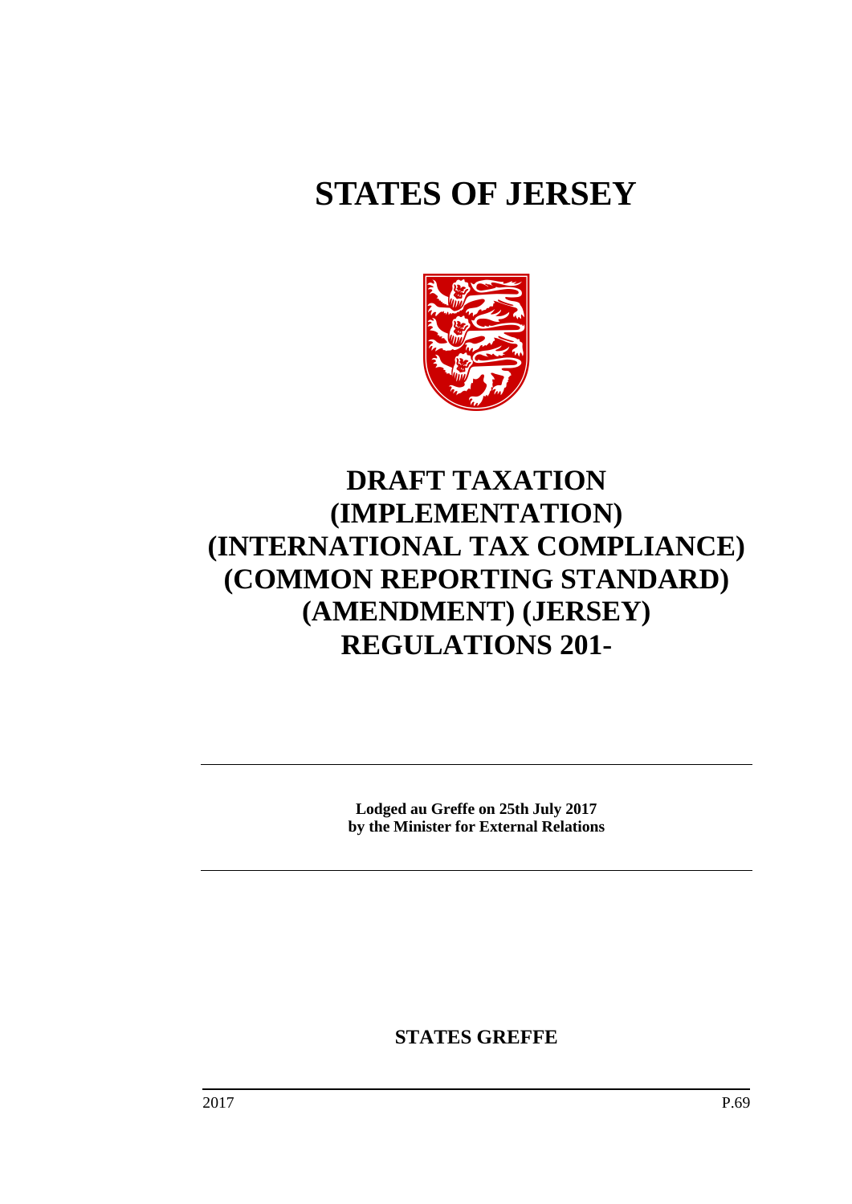# STATES OF JERSEY

# DRAFT TAXATION (IMPLEMENTATION) (INTERNATIONAL TAX COMPLIANCE) (COMMON REPORTING STANDARD) (AMENDMENT) (JERSEY) REGULATIONS 201-

---

**Lodged au Greffe on 25th July 2017**
**by the Minister for External Relations**

---

**STATES GREFFE**

2017 P.69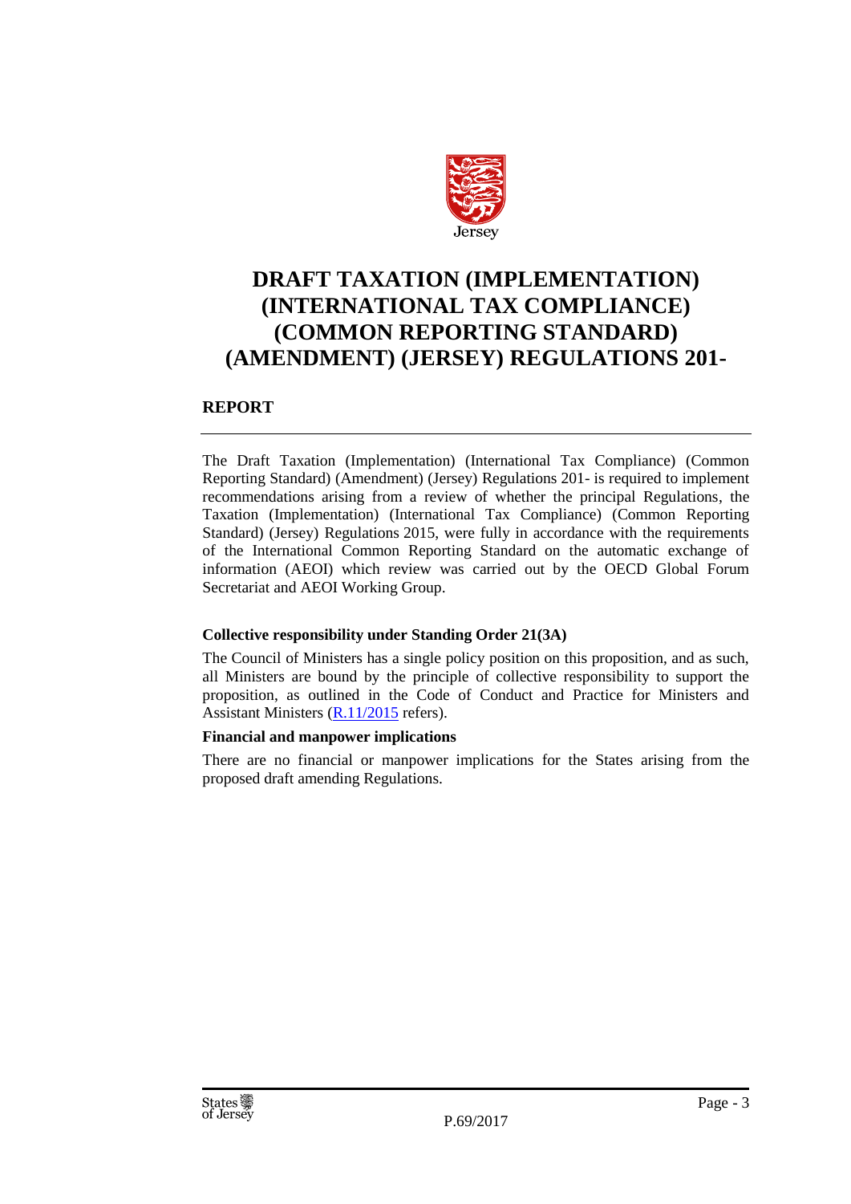# DRAFT TAXATION (IMPLEMENTATION) (INTERNATIONAL TAX COMPLIANCE) (COMMON REPORTING STANDARD) (AMENDMENT) (JERSEY) REGULATIONS 201-

## REPORT

The Draft Taxation (Implementation) (International Tax Compliance) (Common Reporting Standard) (Amendment) (Jersey) Regulations 201- is required to implement recommendations arising from a review of whether the principal Regulations, the Taxation (Implementation) (International Tax Compliance) (Common Reporting Standard) (Jersey) Regulations 2015, were fully in accordance with the requirements of the International Common Reporting Standard on the automatic exchange of information (AEOI) which review was carried out by the OECD Global Forum Secretariat and AEOI Working Group.

### Collective responsibility under Standing Order 21(3A)

The Council of Ministers has a single policy position on this proposition, and as such, all Ministers are bound by the principle of collective responsibility to support the proposition, as outlined in the Code of Conduct and Practice for Ministers and Assistant Ministers (R.11/2015 refers).

### Financial and manpower implications

There are no financial or manpower implications for the States arising from the proposed draft amending Regulations.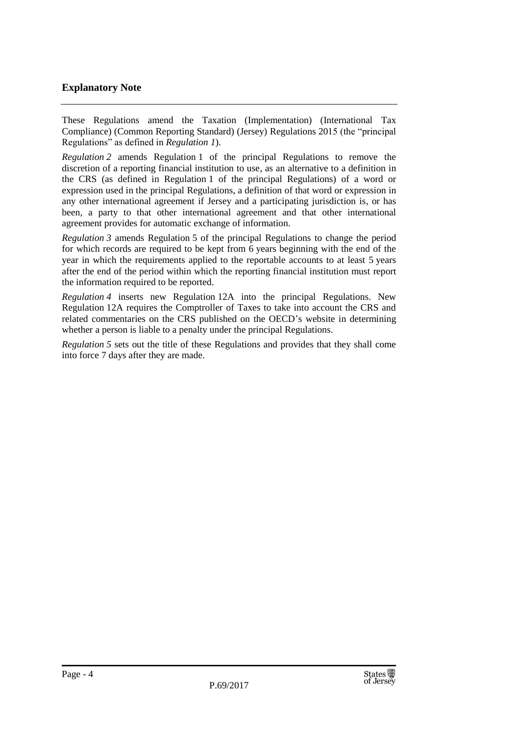## Explanatory Note

These Regulations amend the Taxation (Implementation) (International Tax Compliance) (Common Reporting Standard) (Jersey) Regulations 2015 (the "principal Regulations" as defined in *Regulation 1*).

*Regulation 2* amends Regulation 1 of the principal Regulations to remove the discretion of a reporting financial institution to use, as an alternative to a definition in the CRS (as defined in Regulation 1 of the principal Regulations) of a word or expression used in the principal Regulations, a definition of that word or expression in any other international agreement if Jersey and a participating jurisdiction is, or has been, a party to that other international agreement and that other international agreement provides for automatic exchange of information.

*Regulation 3* amends Regulation 5 of the principal Regulations to change the period for which records are required to be kept from 6 years beginning with the end of the year in which the requirements applied to the reportable accounts to at least 5 years after the end of the period within which the reporting financial institution must report the information required to be reported.

*Regulation 4* inserts new Regulation 12A into the principal Regulations. New Regulation 12A requires the Comptroller of Taxes to take into account the CRS and related commentaries on the CRS published on the OECD's website in determining whether a person is liable to a penalty under the principal Regulations.

*Regulation 5* sets out the title of these Regulations and provides that they shall come into force 7 days after they are made.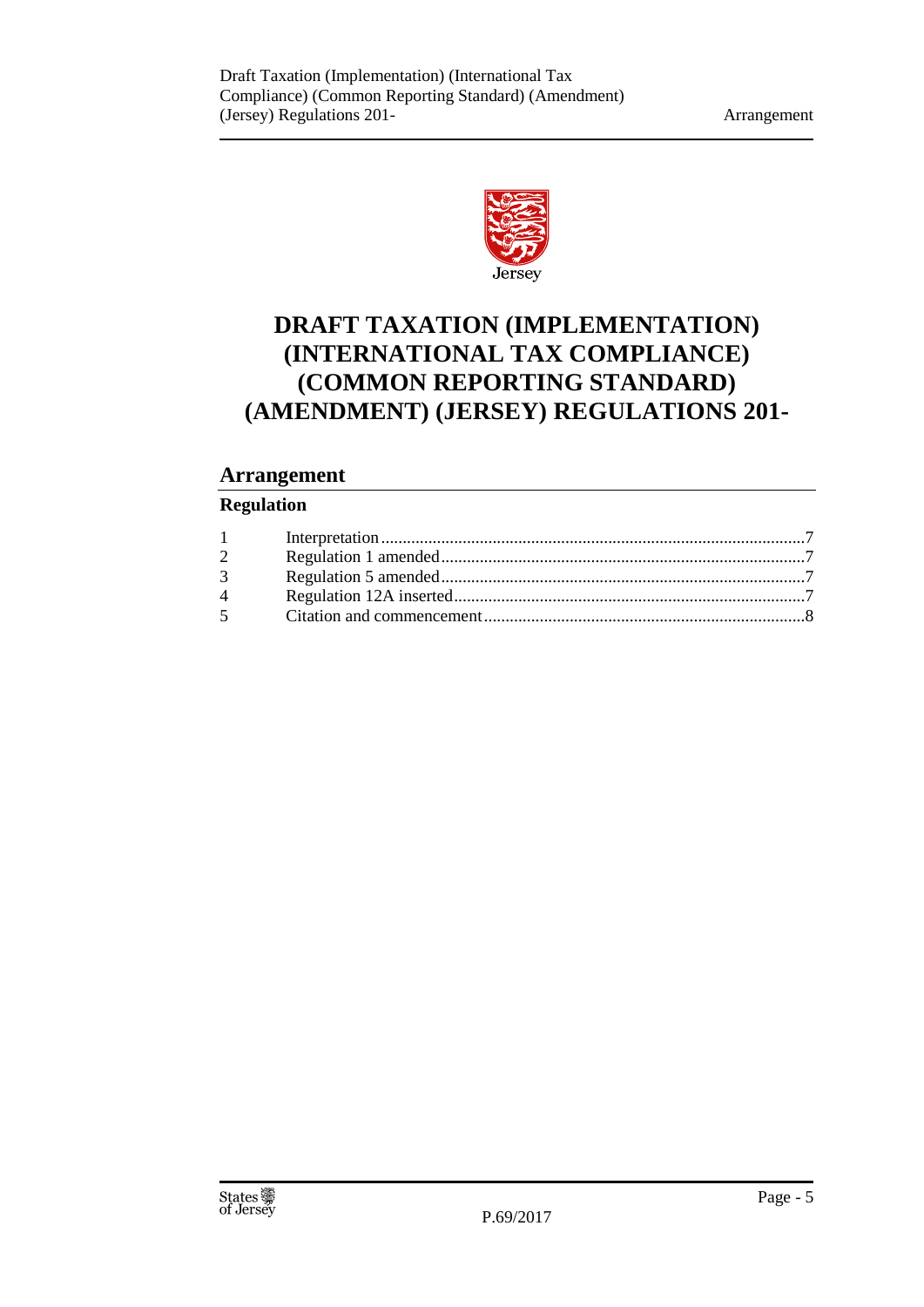# DRAFT TAXATION (IMPLEMENTATION) (INTERNATIONAL TAX COMPLIANCE) (COMMON REPORTING STANDARD) (AMENDMENT) (JERSEY) REGULATIONS 201-

## Arrangement

### Regulation

| | | |
|---|---|---|
| 1 | Interpretation | 7 |
| 2 | Regulation 1 amended | 7 |
| 3 | Regulation 5 amended | 7 |
| 4 | Regulation 12A inserted | 7 |
| 5 | Citation and commencement | 8 |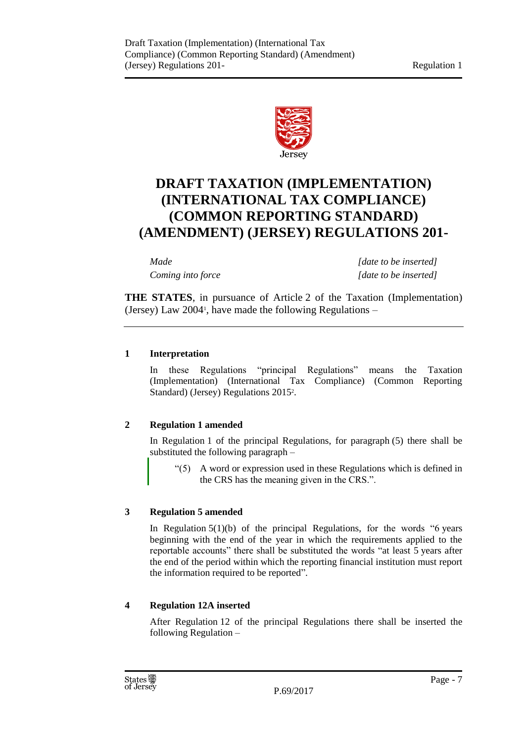# DRAFT TAXATION (IMPLEMENTATION) (INTERNATIONAL TAX COMPLIANCE) (COMMON REPORTING STANDARD) (AMENDMENT) (JERSEY) REGULATIONS 201-

| | |
|---|---|
| *Made* | *[date to be inserted]* |
| *Coming into force* | *[date to be inserted]* |

**THE STATES**, in pursuance of Article 2 of the Taxation (Implementation) (Jersey) Law 2004[1], have made the following Regulations –

**1 Interpretation**

In these Regulations "principal Regulations" means the Taxation (Implementation) (International Tax Compliance) (Common Reporting Standard) (Jersey) Regulations 2015[2].

**2 Regulation 1 amended**

In Regulation 1 of the principal Regulations, for paragraph (5) there shall be substituted the following paragraph –

> "(5) A word or expression used in these Regulations which is defined in the CRS has the meaning given in the CRS.".

**3 Regulation 5 amended**

In Regulation 5(1)(b) of the principal Regulations, for the words "6 years beginning with the end of the year in which the requirements applied to the reportable accounts" there shall be substituted the words "at least 5 years after the end of the period within which the reporting financial institution must report the information required to be reported".

**4 Regulation 12A inserted**

After Regulation 12 of the principal Regulations there shall be inserted the following Regulation –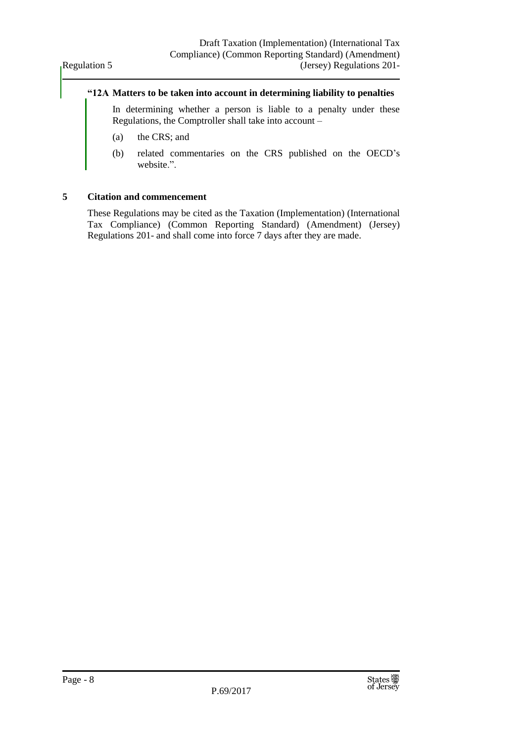**"12A Matters to be taken into account in determining liability to penalties**

In determining whether a person is liable to a penalty under these Regulations, the Comptroller shall take into account –

(a) the CRS; and

(b) related commentaries on the CRS published on the OECD's website.".

**5 Citation and commencement**

These Regulations may be cited as the Taxation (Implementation) (International Tax Compliance) (Common Reporting Standard) (Amendment) (Jersey) Regulations 201- and shall come into force 7 days after they are made.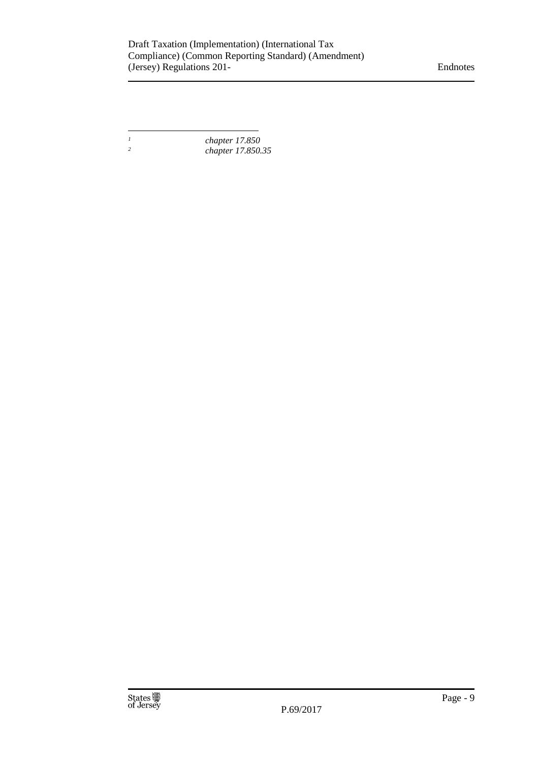[1] *chapter 17.850*

[2] *chapter 17.850.35*